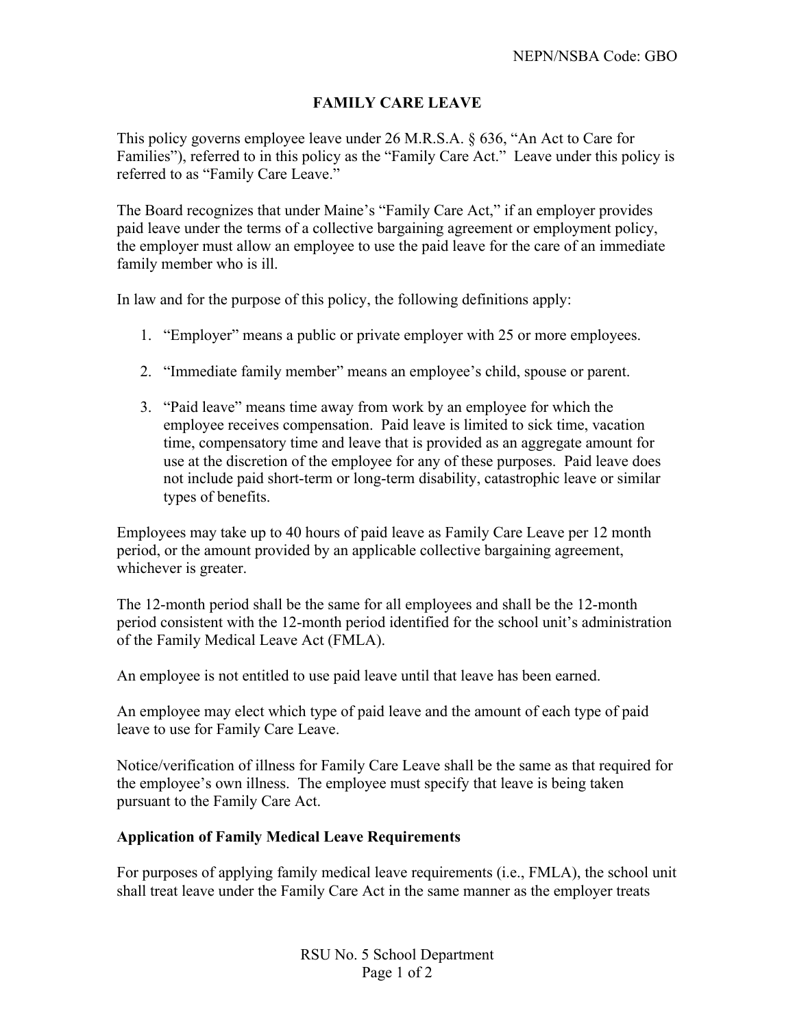NEPN/NSBA Code: GBO

# FAMILY CARE LEAVE

This policy governs employee leave under 26 M.R.S.A. § 636, "An Act to Care for Families"), referred to in this policy as the "Family Care Act." Leave under this policy is referred to as "Family Care Leave."

The Board recognizes that under Maine's "Family Care Act," if an employer provides paid leave under the terms of a collective bargaining agreement or employment policy, the employer must allow an employee to use the paid leave for the care of an immediate family member who is ill.

In law and for the purpose of this policy, the following definitions apply:

1. "Employer" means a public or private employer with 25 or more employees.

2. "Immediate family member" means an employee's child, spouse or parent.

3. "Paid leave" means time away from work by an employee for which the employee receives compensation. Paid leave is limited to sick time, vacation time, compensatory time and leave that is provided as an aggregate amount for use at the discretion of the employee for any of these purposes. Paid leave does not include paid short-term or long-term disability, catastrophic leave or similar types of benefits.

Employees may take up to 40 hours of paid leave as Family Care Leave per 12 month period, or the amount provided by an applicable collective bargaining agreement, whichever is greater.

The 12-month period shall be the same for all employees and shall be the 12-month period consistent with the 12-month period identified for the school unit's administration of the Family Medical Leave Act (FMLA).

An employee is not entitled to use paid leave until that leave has been earned.

An employee may elect which type of paid leave and the amount of each type of paid leave to use for Family Care Leave.

Notice/verification of illness for Family Care Leave shall be the same as that required for the employee's own illness. The employee must specify that leave is being taken pursuant to the Family Care Act.

## Application of Family Medical Leave Requirements

For purposes of applying family medical leave requirements (i.e., FMLA), the school unit shall treat leave under the Family Care Act in the same manner as the employer treats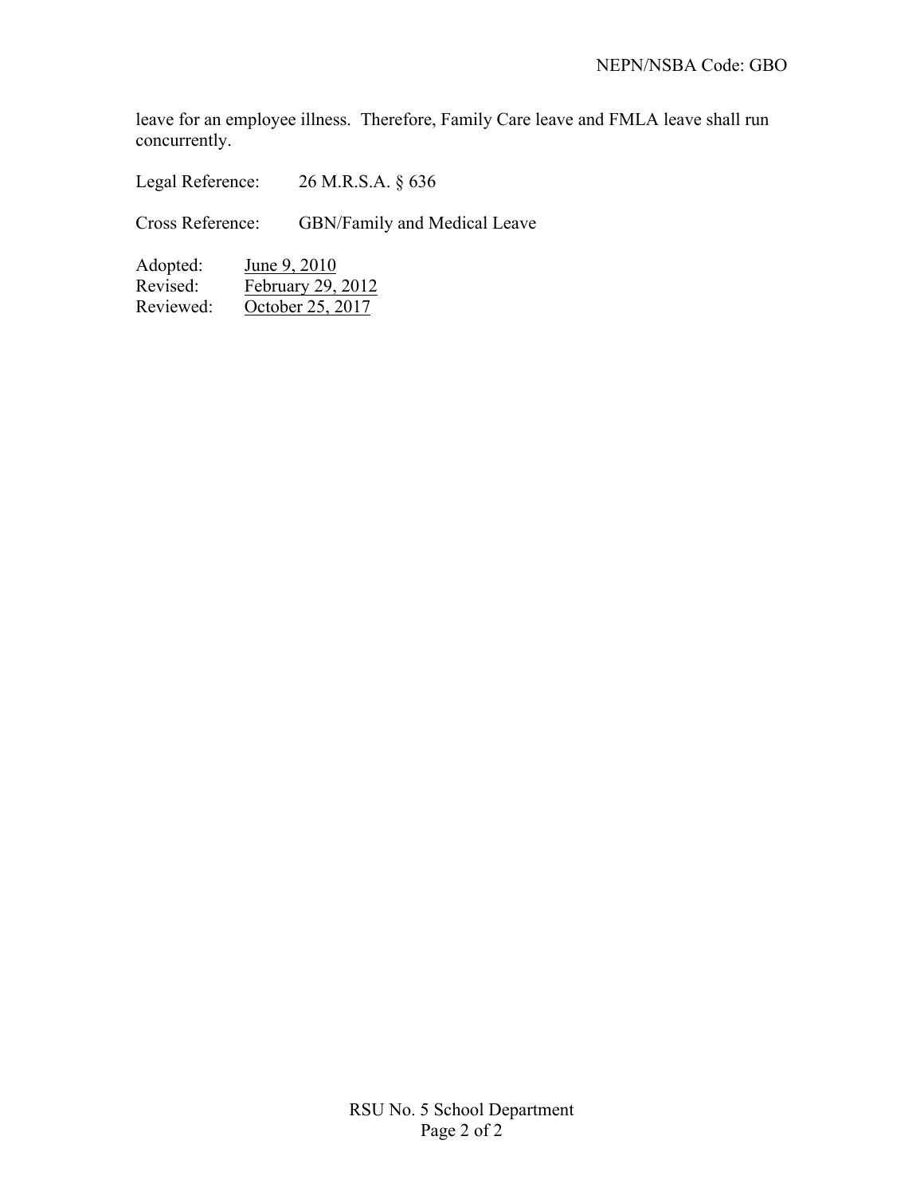leave for an employee illness. Therefore, Family Care leave and FMLA leave shall run concurrently.

Legal Reference: 26 M.R.S.A. § 636

Cross Reference: GBN/Family and Medical Leave

Adopted: June 9, 2010
Revised: February 29, 2012
Reviewed: October 25, 2017